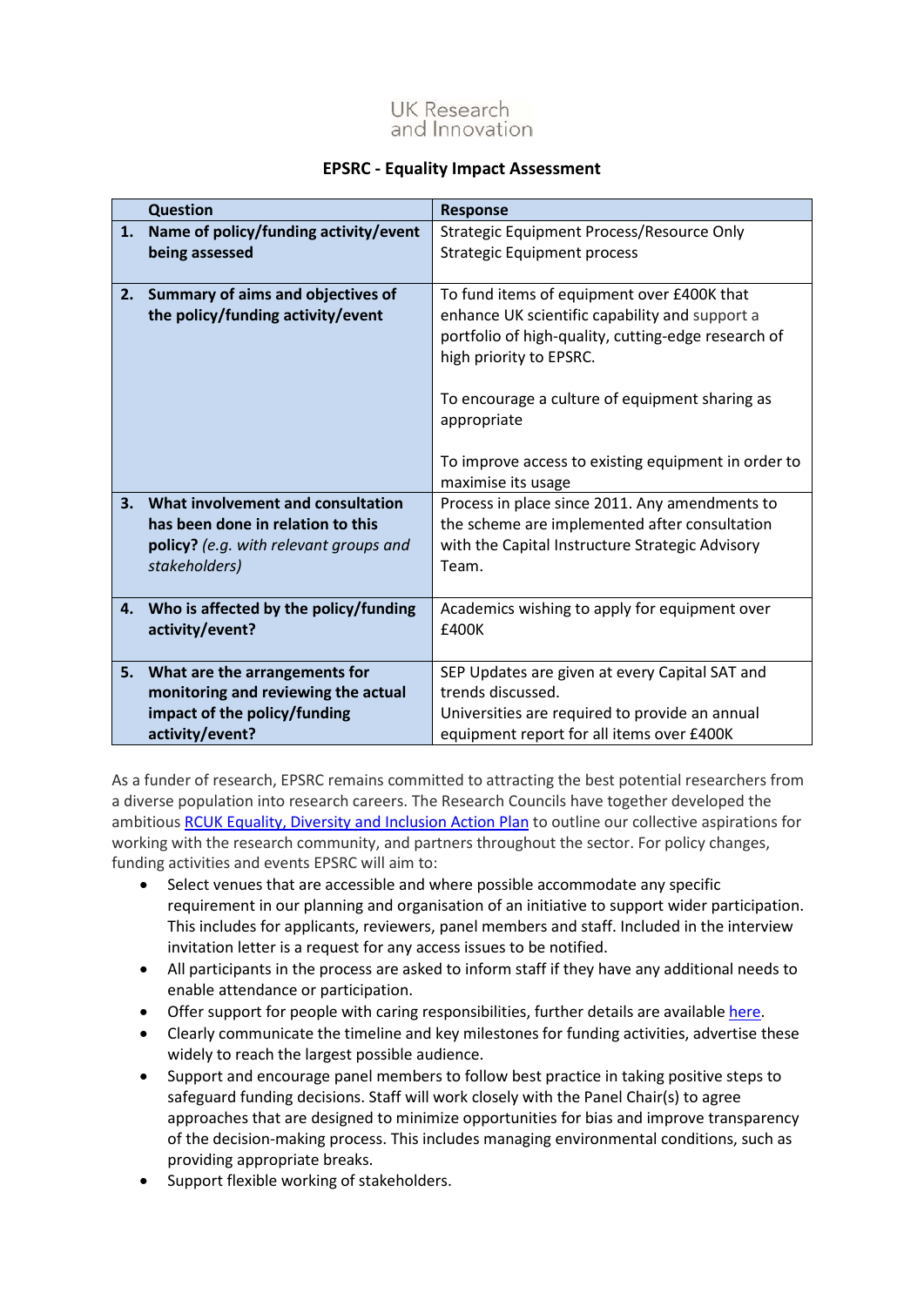UK Research
and Innovation

# EPSRC - Equality Impact Assessment

| | Question | Response |
|---|---|---|
| 1. | **Name of policy/funding activity/event being assessed** | Strategic Equipment Process/Resource Only Strategic Equipment process |
| 2. | **Summary of aims and objectives of the policy/funding activity/event** | To fund items of equipment over £400K that enhance UK scientific capability and support a portfolio of high-quality, cutting-edge research of high priority to EPSRC.<br><br>To encourage a culture of equipment sharing as appropriate<br><br>To improve access to existing equipment in order to maximise its usage |
| 3. | **What involvement and consultation has been done in relation to this policy?** *(e.g. with relevant groups and stakeholders)* | Process in place since 2011. Any amendments to the scheme are implemented after consultation with the Capital Instructure Strategic Advisory Team. |
| 4. | **Who is affected by the policy/funding activity/event?** | Academics wishing to apply for equipment over £400K |
| 5. | **What are the arrangements for monitoring and reviewing the actual impact of the policy/funding activity/event?** | SEP Updates are given at every Capital SAT and trends discussed.<br>Universities are required to provide an annual equipment report for all items over £400K |

As a funder of research, EPSRC remains committed to attracting the best potential researchers from a diverse population into research careers. The Research Councils have together developed the ambitious RCUK Equality, Diversity and Inclusion Action Plan to outline our collective aspirations for working with the research community, and partners throughout the sector. For policy changes, funding activities and events EPSRC will aim to:

- Select venues that are accessible and where possible accommodate any specific requirement in our planning and organisation of an initiative to support wider participation. This includes for applicants, reviewers, panel members and staff. Included in the interview invitation letter is a request for any access issues to be notified.
- All participants in the process are asked to inform staff if they have any additional needs to enable attendance or participation.
- Offer support for people with caring responsibilities, further details are available here.
- Clearly communicate the timeline and key milestones for funding activities, advertise these widely to reach the largest possible audience.
- Support and encourage panel members to follow best practice in taking positive steps to safeguard funding decisions. Staff will work closely with the Panel Chair(s) to agree approaches that are designed to minimize opportunities for bias and improve transparency of the decision-making process. This includes managing environmental conditions, such as providing appropriate breaks.
- Support flexible working of stakeholders.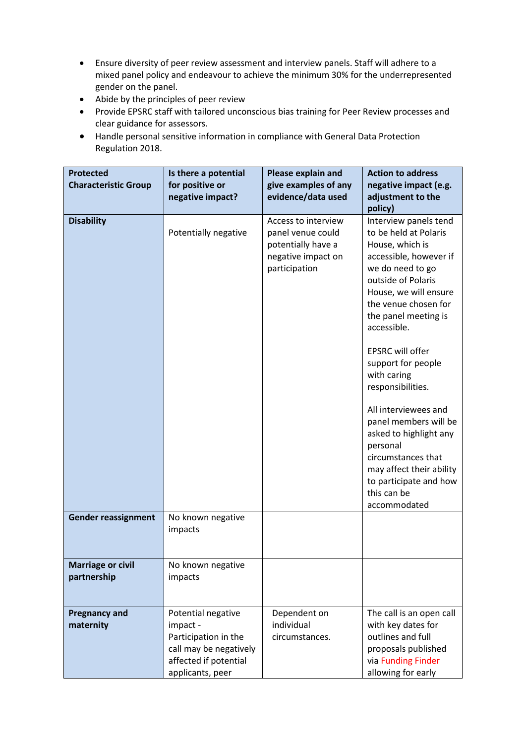- Ensure diversity of peer review assessment and interview panels. Staff will adhere to a mixed panel policy and endeavour to achieve the minimum 30% for the underrepresented gender on the panel.
- Abide by the principles of peer review
- Provide EPSRC staff with tailored unconscious bias training for Peer Review processes and clear guidance for assessors.
- Handle personal sensitive information in compliance with General Data Protection Regulation 2018.

| Protected Characteristic Group | Is there a potential for positive or negative impact? | Please explain and give examples of any evidence/data used | Action to address negative impact (e.g. adjustment to the policy) |
|---|---|---|---|
| **Disability** | Potentially negative | Access to interview panel venue could potentially have a negative impact on participation | Interview panels tend to be held at Polaris House, which is accessible, however if we do need to go outside of Polaris House, we will ensure the venue chosen for the panel meeting is accessible.<br><br>EPSRC will offer support for people with caring responsibilities.<br><br>All interviewees and panel members will be asked to highlight any personal circumstances that may affect their ability to participate and how this can be accommodated |
| **Gender reassignment** | No known negative impacts | | |
| **Marriage or civil partnership** | No known negative impacts | | |
| **Pregnancy and maternity** | Potential negative impact - Participation in the call may be negatively affected if potential applicants, peer | Dependent on individual circumstances. | The call is an open call with key dates for outlines and full proposals published via Funding Finder allowing for early |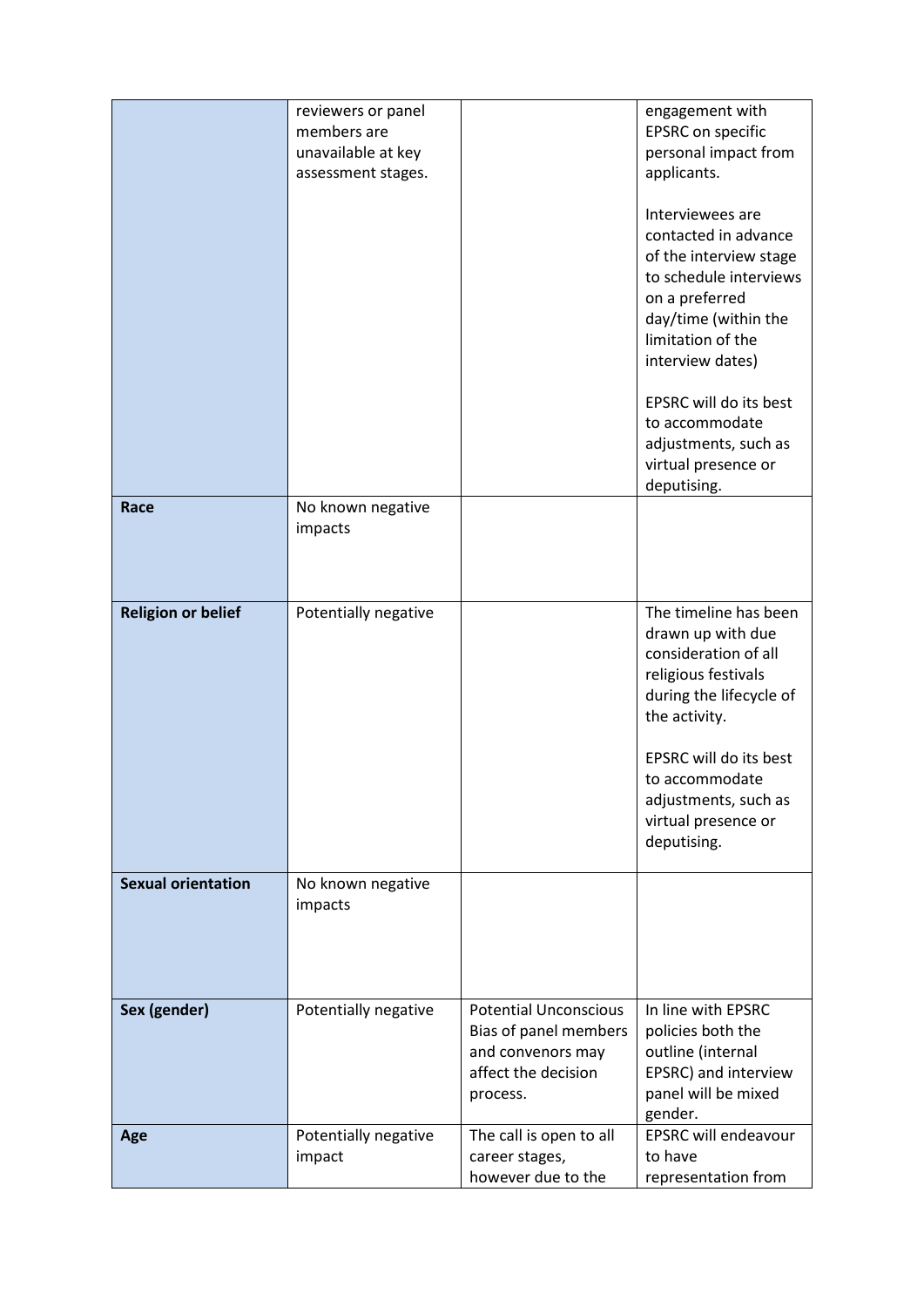| | | | |
|---|---|---|---|
| | reviewers or panel members are unavailable at key assessment stages. | | engagement with EPSRC on specific personal impact from applicants.<br><br>Interviewees are contacted in advance of the interview stage to schedule interviews on a preferred day/time (within the limitation of the interview dates)<br><br>EPSRC will do its best to accommodate adjustments, such as virtual presence or deputising. |
| **Race** | No known negative impacts | | |
| **Religion or belief** | Potentially negative | | The timeline has been drawn up with due consideration of all religious festivals during the lifecycle of the activity.<br><br>EPSRC will do its best to accommodate adjustments, such as virtual presence or deputising. |
| **Sexual orientation** | No known negative impacts | | |
| **Sex (gender)** | Potentially negative | Potential Unconscious Bias of panel members and convenors may affect the decision process. | In line with EPSRC policies both the outline (internal EPSRC) and interview panel will be mixed gender. |
| **Age** | Potentially negative impact | The call is open to all career stages, however due to the | EPSRC will endeavour to have representation from |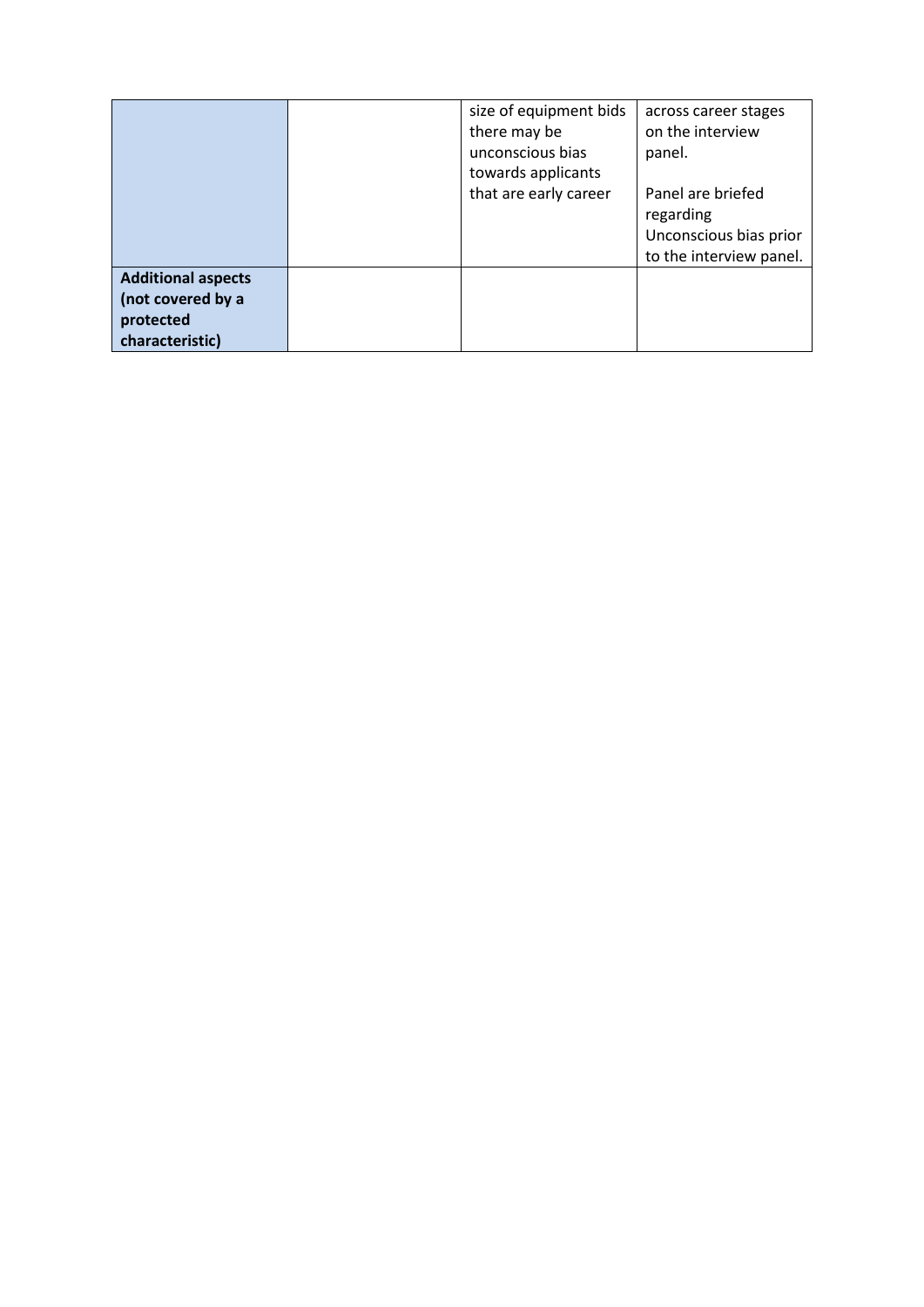| | | | |
|---|---|---|---|
| | | size of equipment bids there may be unconscious bias towards applicants that are early career | across career stages on the interview panel.<br><br>Panel are briefed regarding Unconscious bias prior to the interview panel. |
| **Additional aspects (not covered by a protected characteristic)** | | | |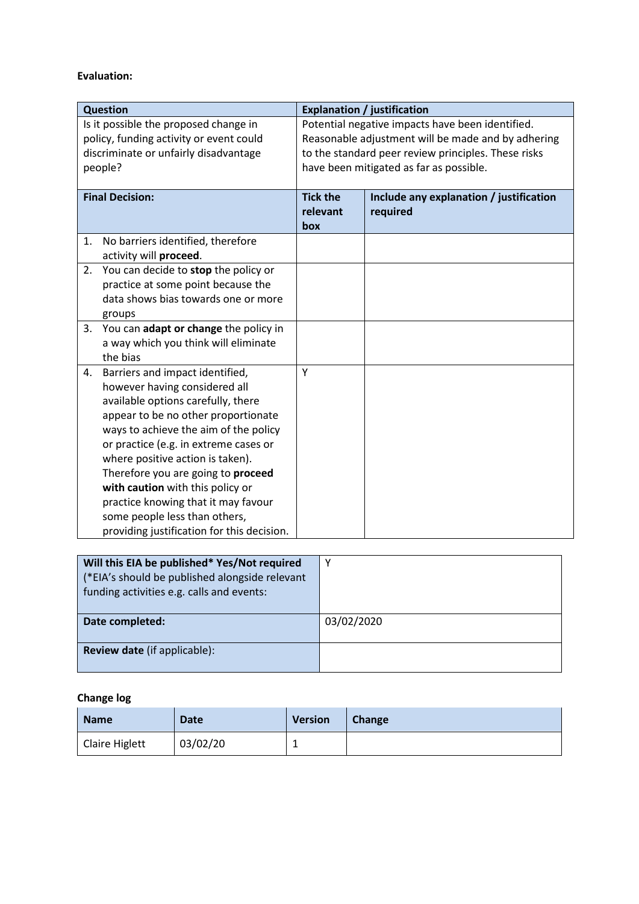**Evaluation:**

| Question | Explanation / justification | |
|---|---|---|
| Is it possible the proposed change in policy, funding activity or event could discriminate or unfairly disadvantage people? | Potential negative impacts have been identified. Reasonable adjustment will be made and by adhering to the standard peer review principles. These risks have been mitigated as far as possible. | |
| **Final Decision:** | **Tick the relevant box** | **Include any explanation / justification required** |
| 1. No barriers identified, therefore activity will **proceed**. | | |
| 2. You can decide to **stop** the policy or practice at some point because the data shows bias towards one or more groups | | |
| 3. You can **adapt or change** the policy in a way which you think will eliminate the bias | | |
| 4. Barriers and impact identified, however having considered all available options carefully, there appear to be no other proportionate ways to achieve the aim of the policy or practice (e.g. in extreme cases or where positive action is taken). Therefore you are going to **proceed with caution** with this policy or practice knowing that it may favour some people less than others, providing justification for this decision. | Y | |

| | |
|---|---|
| **Will this EIA be published\* Yes/Not required** (*EIA's should be published alongside relevant funding activities e.g. calls and events: | Y |
| **Date completed:** | 03/02/2020 |
| **Review date** (if applicable): | |

**Change log**

| Name | Date | Version | Change |
|---|---|---|---|
| Claire Higlett | 03/02/20 | 1 | |